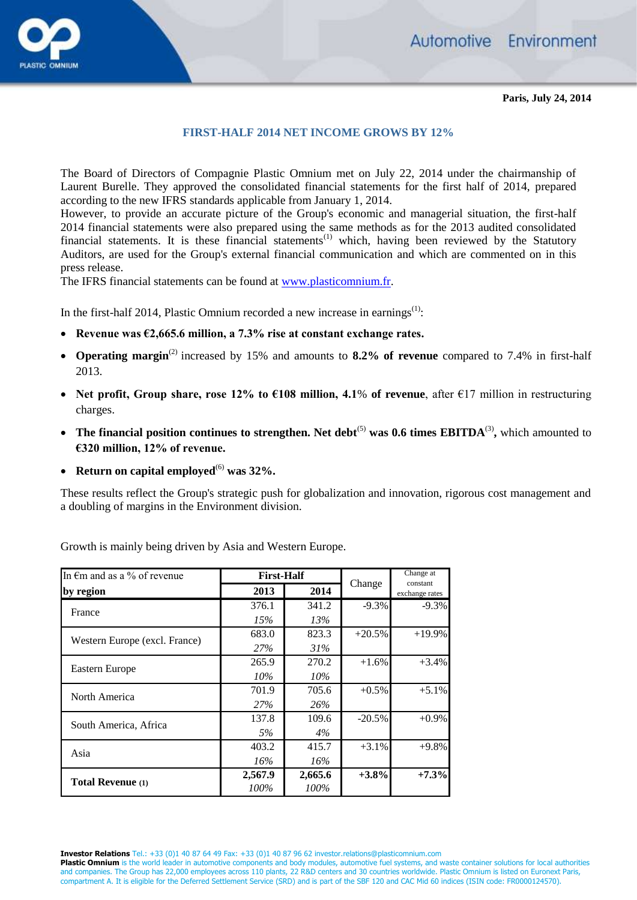Paris, July 24, 2014

## FIRST-HALF 2014 NET INCOME GROWS BY 12%

The Board of Directors of Compagnie Plastic Omnium met on July 22, 2014 under the chairmanship of Laurent Burelle. They approved the consolidated financial statements for the first half of 2014, prepared according to the new IFRS standards applicable from January 1, 2014.
However, to provide an accurate picture of the Group's economic and managerial situation, the first-half 2014 financial statements were also prepared using the same methods as for the 2013 audited consolidated financial statements[1] which, having been reviewed by the Statutory Auditors, are used for the Group's external financial communication and which are commented on in this press release.
The IFRS financial statements can be found at www.plasticomnium.fr.

In the first-half 2014, Plastic Omnium recorded a new increase in earnings[1]:

- **Revenue was €2,665.6 million, a 7.3% rise at constant exchange rates.**
- **Operating margin**[2] increased by 15% and amounts to **8.2% of revenue** compared to 7.4% in first-half 2013.
- **Net profit, Group share, rose 12% to €108 million, 4.1% of revenue**, after €17 million in restructuring charges.
- **The financial position continues to strengthen. Net debt**[5] **was 0.6 times EBITDA**[3]**,** which amounted to **€320 million, 12% of revenue.**
- **Return on capital employed**[6] **was 32%.**

These results reflect the Group's strategic push for globalization and innovation, rigorous cost management and a doubling of margins in the Environment division.

Growth is mainly being driven by Asia and Western Europe.

| In €m and as a % of revenue by region | First-Half 2013 | First-Half 2014 | Change | Change at constant exchange rates |
|---|---|---|---|---|
| France | 376.1 | 341.2 | -9.3% | -9.3% |
| | *15%* | *13%* | | |
| Western Europe (excl. France) | 683.0 | 823.3 | +20.5% | +19.9% |
| | *27%* | *31%* | | |
| Eastern Europe | 265.9 | 270.2 | +1.6% | +3.4% |
| | *10%* | *10%* | | |
| North America | 701.9 | 705.6 | +0.5% | +5.1% |
| | *27%* | *26%* | | |
| South America, Africa | 137.8 | 109.6 | -20.5% | +0.9% |
| | *5%* | *4%* | | |
| Asia | 403.2 | 415.7 | +3.1% | +9.8% |
| | *16%* | *16%* | | |
| **Total Revenue (1)** | **2,567.9** | **2,665.6** | **+3.8%** | **+7.3%** |
| | *100%* | *100%* | | |

**Investor Relations** Tel.: +33 (0)1 40 87 64 49 Fax: +33 (0)1 40 87 96 62 investor.relations@plasticomnium.com
**Plastic Omnium** is the world leader in automotive components and body modules, automotive fuel systems, and waste container solutions for local authorities and companies. The Group has 22,000 employees across 110 plants, 22 R&D centers and 30 countries worldwide. Plastic Omnium is listed on Euronext Paris, compartment A. It is eligible for the Deferred Settlement Service (SRD) and is part of the SBF 120 and CAC Mid 60 indices (ISIN code: FR0000124570).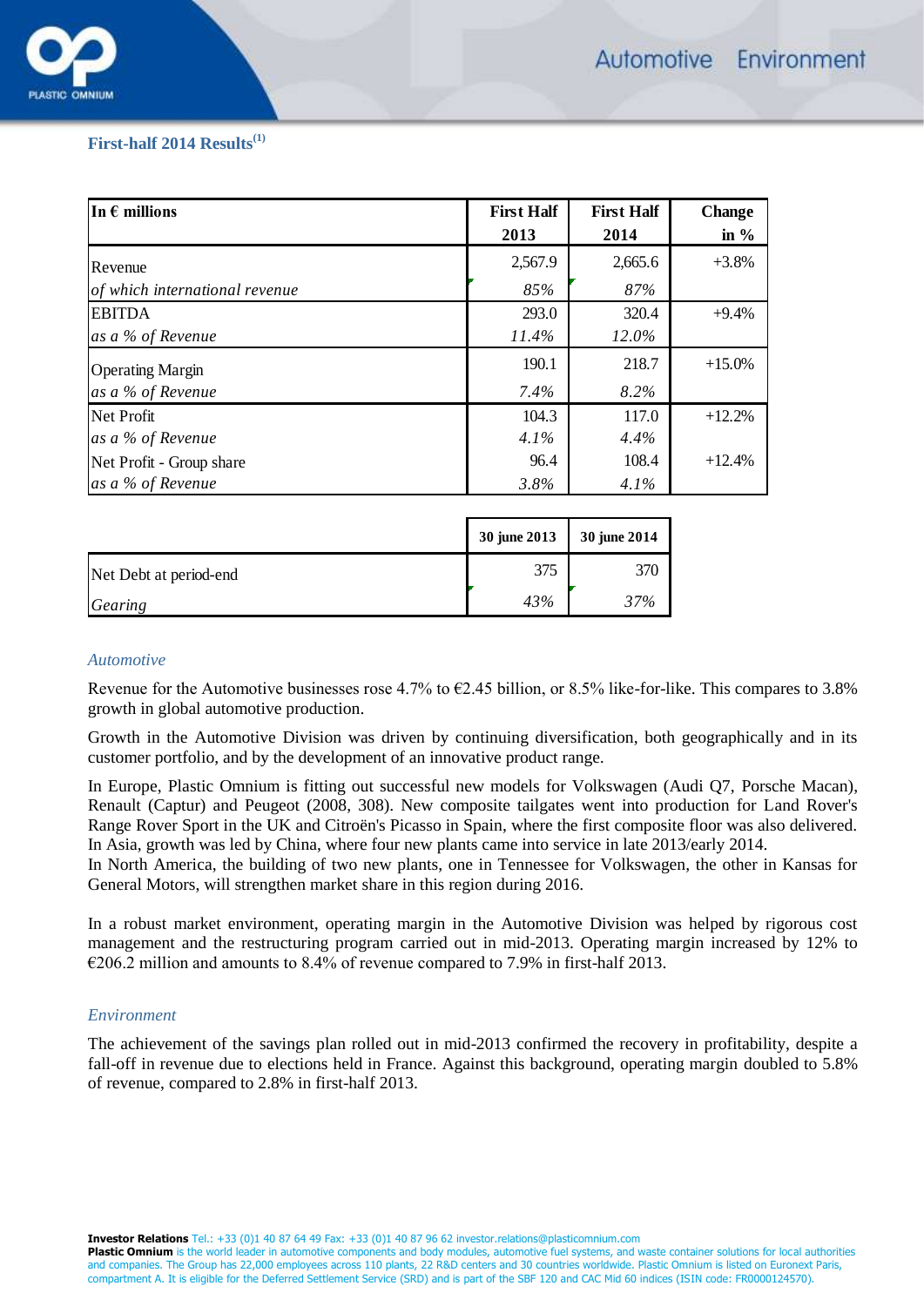## First-half 2014 Results[1]

| In € millions | First Half 2013 | First Half 2014 | Change in % |
|---|---|---|---|
| Revenue | 2,567.9 | 2,665.6 | +3.8% |
| *of which international revenue* | *85%* | *87%* | |
| EBITDA | 293.0 | 320.4 | +9.4% |
| *as a % of Revenue* | *11.4%* | *12.0%* | |
| Operating Margin | 190.1 | 218.7 | +15.0% |
| *as a % of Revenue* | *7.4%* | *8.2%* | |
| Net Profit | 104.3 | 117.0 | +12.2% |
| *as a % of Revenue* | *4.1%* | *4.4%* | |
| Net Profit - Group share | 96.4 | 108.4 | +12.4% |
| *as a % of Revenue* | *3.8%* | *4.1%* | |

| | 30 june 2013 | 30 june 2014 |
|---|---|---|
| Net Debt at period-end | 375 | 370 |
| *Gearing* | *43%* | *37%* |

### *Automotive*

Revenue for the Automotive businesses rose 4.7% to €2.45 billion, or 8.5% like-for-like. This compares to 3.8% growth in global automotive production.

Growth in the Automotive Division was driven by continuing diversification, both geographically and in its customer portfolio, and by the development of an innovative product range.

In Europe, Plastic Omnium is fitting out successful new models for Volkswagen (Audi Q7, Porsche Macan), Renault (Captur) and Peugeot (2008, 308). New composite tailgates went into production for Land Rover's Range Rover Sport in the UK and Citroën's Picasso in Spain, where the first composite floor was also delivered. In Asia, growth was led by China, where four new plants came into service in late 2013/early 2014.
In North America, the building of two new plants, one in Tennessee for Volkswagen, the other in Kansas for General Motors, will strengthen market share in this region during 2016.

In a robust market environment, operating margin in the Automotive Division was helped by rigorous cost management and the restructuring program carried out in mid-2013. Operating margin increased by 12% to €206.2 million and amounts to 8.4% of revenue compared to 7.9% in first-half 2013.

### *Environment*

The achievement of the savings plan rolled out in mid-2013 confirmed the recovery in profitability, despite a fall-off in revenue due to elections held in France. Against this background, operating margin doubled to 5.8% of revenue, compared to 2.8% in first-half 2013.

**Investor Relations** Tel.: +33 (0)1 40 87 64 49 Fax: +33 (0)1 40 87 96 62 investor.relations@plasticomnium.com
**Plastic Omnium** is the world leader in automotive components and body modules, automotive fuel systems, and waste container solutions for local authorities and companies. The Group has 22,000 employees across 110 plants, 22 R&D centers and 30 countries worldwide. Plastic Omnium is listed on Euronext Paris, compartment A. It is eligible for the Deferred Settlement Service (SRD) and is part of the SBF 120 and CAC Mid 60 indices (ISIN code: FR0000124570).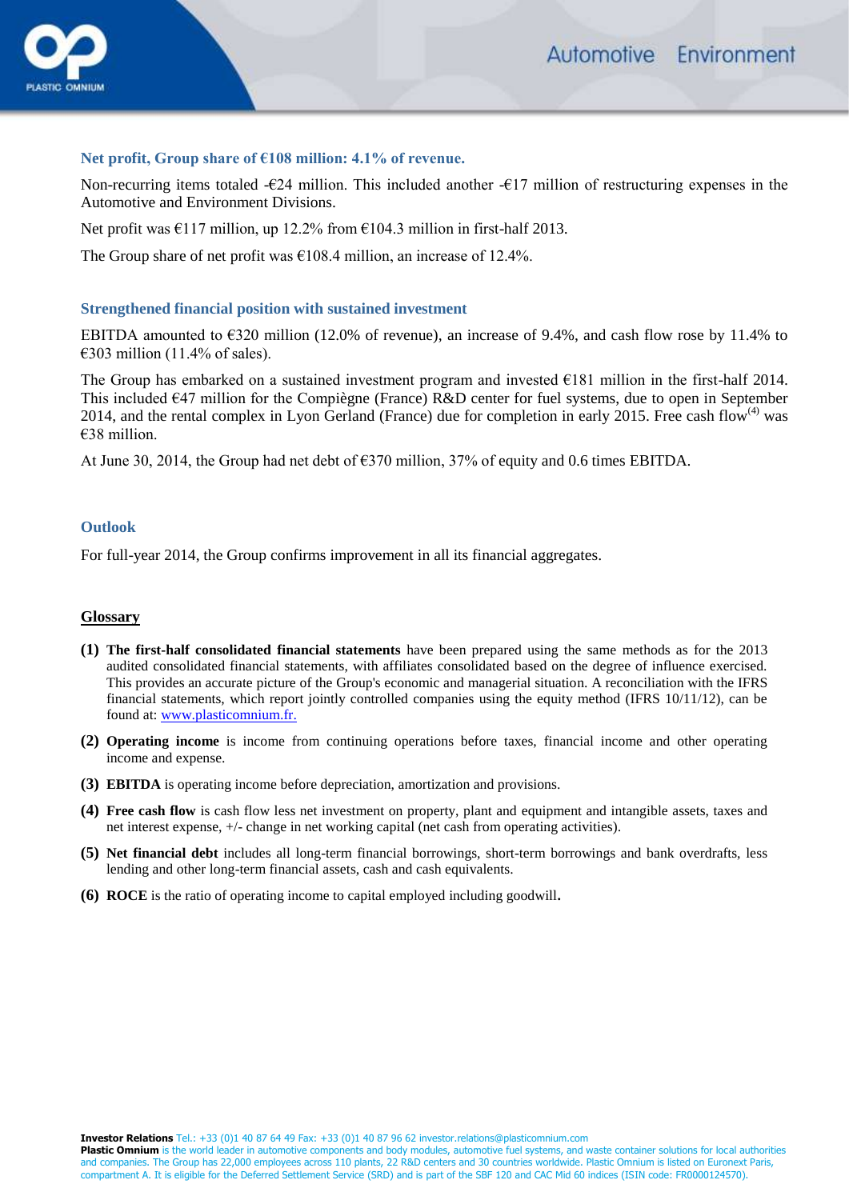### Net profit, Group share of €108 million: 4.1% of revenue.

Non-recurring items totaled -€24 million. This included another -€17 million of restructuring expenses in the Automotive and Environment Divisions.

Net profit was €117 million, up 12.2% from €104.3 million in first-half 2013.

The Group share of net profit was €108.4 million, an increase of 12.4%.

### Strengthened financial position with sustained investment

EBITDA amounted to €320 million (12.0% of revenue), an increase of 9.4%, and cash flow rose by 11.4% to €303 million (11.4% of sales).

The Group has embarked on a sustained investment program and invested €181 million in the first-half 2014. This included €47 million for the Compiègne (France) R&D center for fuel systems, due to open in September 2014, and the rental complex in Lyon Gerland (France) due for completion in early 2015. Free cash flow[(4)] was €38 million.

At June 30, 2014, the Group had net debt of €370 million, 37% of equity and 0.6 times EBITDA.

### Outlook

For full-year 2014, the Group confirms improvement in all its financial aggregates.

## Glossary

**(1) The first-half consolidated financial statements** have been prepared using the same methods as for the 2013 audited consolidated financial statements, with affiliates consolidated based on the degree of influence exercised. This provides an accurate picture of the Group's economic and managerial situation. A reconciliation with the IFRS financial statements, which report jointly controlled companies using the equity method (IFRS 10/11/12), can be found at: www.plasticomnium.fr.

**(2) Operating income** is income from continuing operations before taxes, financial income and other operating income and expense.

**(3) EBITDA** is operating income before depreciation, amortization and provisions.

**(4) Free cash flow** is cash flow less net investment on property, plant and equipment and intangible assets, taxes and net interest expense, +/- change in net working capital (net cash from operating activities).

**(5) Net financial debt** includes all long-term financial borrowings, short-term borrowings and bank overdrafts, less lending and other long-term financial assets, cash and cash equivalents.

**(6) ROCE** is the ratio of operating income to capital employed including goodwill**.**

**Investor Relations** Tel.: +33 (0)1 40 87 64 49 Fax: +33 (0)1 40 87 96 62 investor.relations@plasticomnium.com
**Plastic Omnium** is the world leader in automotive components and body modules, automotive fuel systems, and waste container solutions for local authorities and companies. The Group has 22,000 employees across 110 plants, 22 R&D centers and 30 countries worldwide. Plastic Omnium is listed on Euronext Paris, compartment A. It is eligible for the Deferred Settlement Service (SRD) and is part of the SBF 120 and CAC Mid 60 indices (ISIN code: FR0000124570).